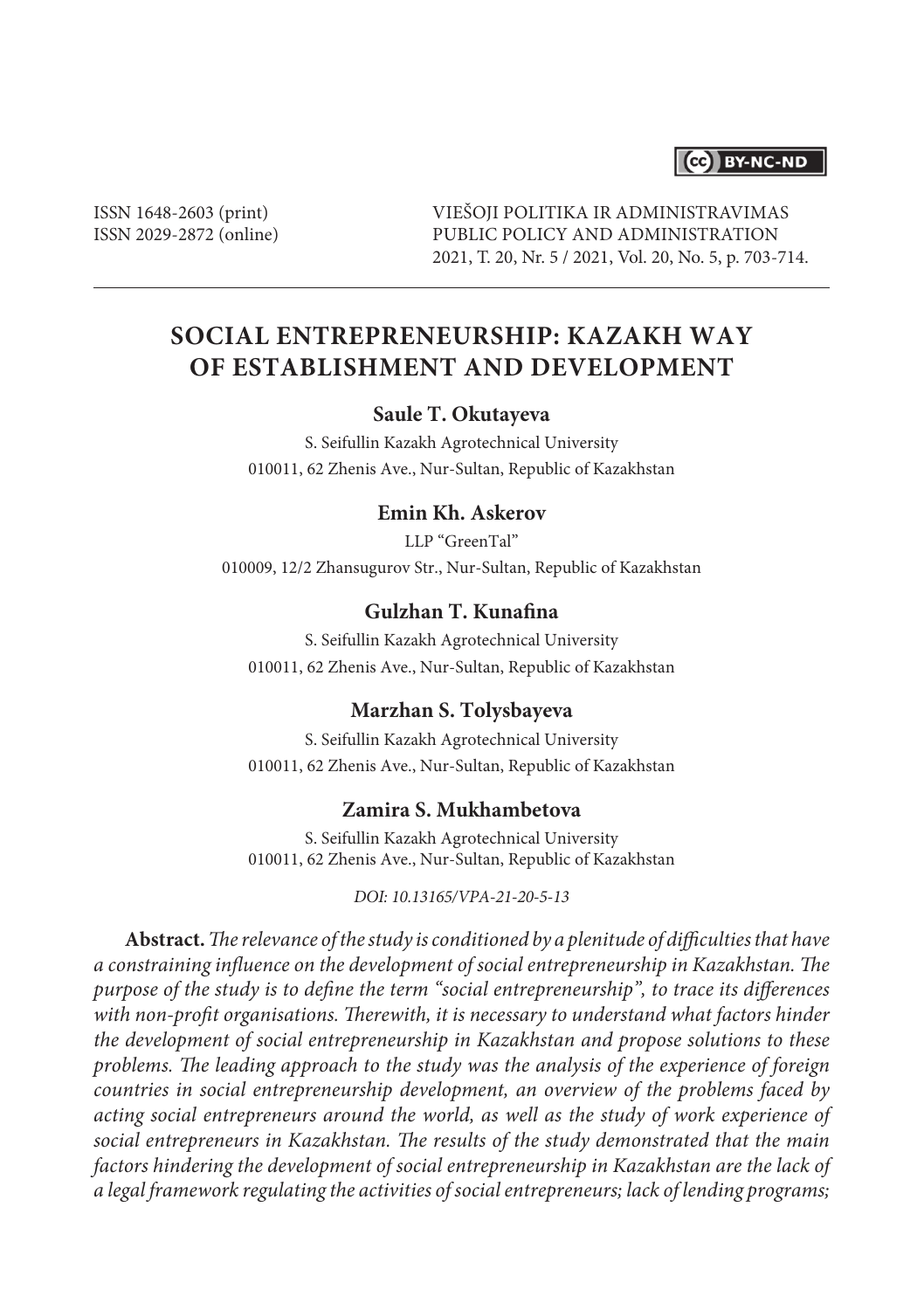ISSN 1648-2603 (print)
ISSN 2029-2872 (online)

VIEŠOJI POLITIKA IR ADMINISTRAVIMAS
PUBLIC POLICY AND ADMINISTRATION
2021, T. 20, Nr. 5 / 2021, Vol. 20, No. 5, p. 703-714.

# SOCIAL ENTREPRENEURSHIP: KAZAKH WAY OF ESTABLISHMENT AND DEVELOPMENT

**Saule T. Okutayeva**

S. Seifullin Kazakh Agrotechnical University
010011, 62 Zhenis Ave., Nur-Sultan, Republic of Kazakhstan

**Emin Kh. Askerov**

LLP "GreenTal"
010009, 12/2 Zhansugurov Str., Nur-Sultan, Republic of Kazakhstan

**Gulzhan T. Kunafina**

S. Seifullin Kazakh Agrotechnical University
010011, 62 Zhenis Ave., Nur-Sultan, Republic of Kazakhstan

**Marzhan S. Tolysbayeva**

S. Seifullin Kazakh Agrotechnical University
010011, 62 Zhenis Ave., Nur-Sultan, Republic of Kazakhstan

**Zamira S. Mukhambetova**

S. Seifullin Kazakh Agrotechnical University
010011, 62 Zhenis Ave., Nur-Sultan, Republic of Kazakhstan

*DOI: 10.13165/VPA-21-20-5-13*

**Abstract.** *The relevance of the study is conditioned by a plenitude of difficulties that have a constraining influence on the development of social entrepreneurship in Kazakhstan. The purpose of the study is to define the term "social entrepreneurship", to trace its differences with non-profit organisations. Therewith, it is necessary to understand what factors hinder the development of social entrepreneurship in Kazakhstan and propose solutions to these problems. The leading approach to the study was the analysis of the experience of foreign countries in social entrepreneurship development, an overview of the problems faced by acting social entrepreneurs around the world, as well as the study of work experience of social entrepreneurs in Kazakhstan. The results of the study demonstrated that the main factors hindering the development of social entrepreneurship in Kazakhstan are the lack of a legal framework regulating the activities of social entrepreneurs; lack of lending programs;*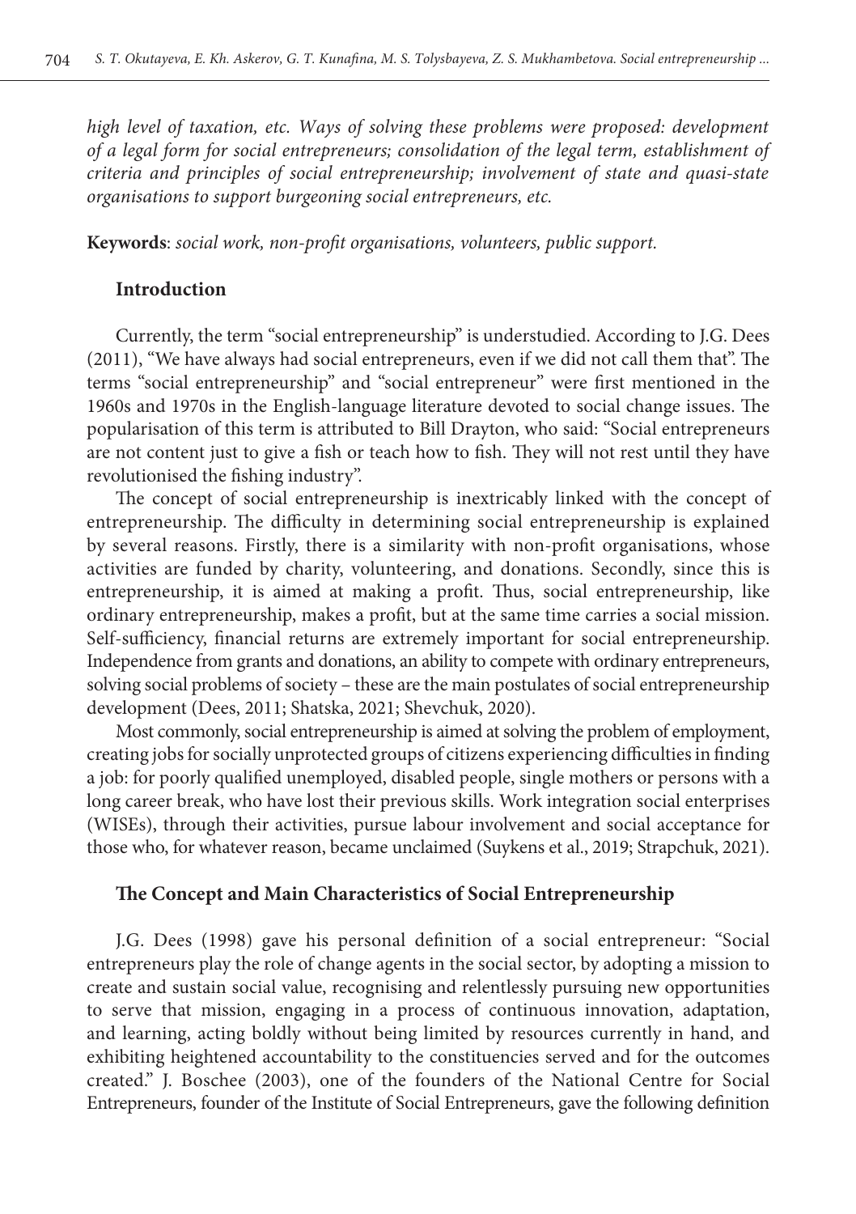*high level of taxation, etc. Ways of solving these problems were proposed: development of a legal form for social entrepreneurs; consolidation of the legal term, establishment of criteria and principles of social entrepreneurship; involvement of state and quasi-state organisations to support burgeoning social entrepreneurs, etc.*

**Keywords**: *social work, non-profit organisations, volunteers, public support.*

## Introduction

Currently, the term "social entrepreneurship" is understudied. According to J.G. Dees (2011), "We have always had social entrepreneurs, even if we did not call them that". The terms "social entrepreneurship" and "social entrepreneur" were first mentioned in the 1960s and 1970s in the English-language literature devoted to social change issues. The popularisation of this term is attributed to Bill Drayton, who said: "Social entrepreneurs are not content just to give a fish or teach how to fish. They will not rest until they have revolutionised the fishing industry".

The concept of social entrepreneurship is inextricably linked with the concept of entrepreneurship. The difficulty in determining social entrepreneurship is explained by several reasons. Firstly, there is a similarity with non-profit organisations, whose activities are funded by charity, volunteering, and donations. Secondly, since this is entrepreneurship, it is aimed at making a profit. Thus, social entrepreneurship, like ordinary entrepreneurship, makes a profit, but at the same time carries a social mission. Self-sufficiency, financial returns are extremely important for social entrepreneurship. Independence from grants and donations, an ability to compete with ordinary entrepreneurs, solving social problems of society – these are the main postulates of social entrepreneurship development (Dees, 2011; Shatska, 2021; Shevchuk, 2020).

Most commonly, social entrepreneurship is aimed at solving the problem of employment, creating jobs for socially unprotected groups of citizens experiencing difficulties in finding a job: for poorly qualified unemployed, disabled people, single mothers or persons with a long career break, who have lost their previous skills. Work integration social enterprises (WISEs), through their activities, pursue labour involvement and social acceptance for those who, for whatever reason, became unclaimed (Suykens et al., 2019; Strapchuk, 2021).

## The Concept and Main Characteristics of Social Entrepreneurship

J.G. Dees (1998) gave his personal definition of a social entrepreneur: "Social entrepreneurs play the role of change agents in the social sector, by adopting a mission to create and sustain social value, recognising and relentlessly pursuing new opportunities to serve that mission, engaging in a process of continuous innovation, adaptation, and learning, acting boldly without being limited by resources currently in hand, and exhibiting heightened accountability to the constituencies served and for the outcomes created." J. Boschee (2003), one of the founders of the National Centre for Social Entrepreneurs, founder of the Institute of Social Entrepreneurs, gave the following definition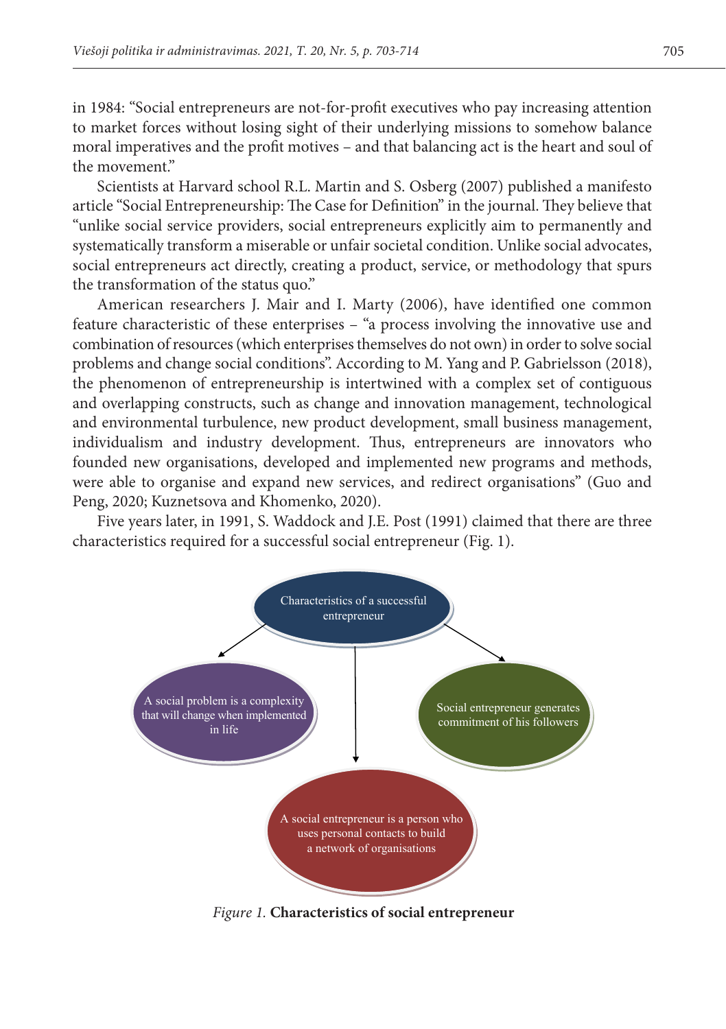in 1984: "Social entrepreneurs are not-for-profit executives who pay increasing attention to market forces without losing sight of their underlying missions to somehow balance moral imperatives and the profit motives – and that balancing act is the heart and soul of the movement."

Scientists at Harvard school R.L. Martin and S. Osberg (2007) published a manifesto article "Social Entrepreneurship: The Case for Definition" in the journal. They believe that "unlike social service providers, social entrepreneurs explicitly aim to permanently and systematically transform a miserable or unfair societal condition. Unlike social advocates, social entrepreneurs act directly, creating a product, service, or methodology that spurs the transformation of the status quo."

American researchers J. Mair and I. Marty (2006), have identified one common feature characteristic of these enterprises – "a process involving the innovative use and combination of resources (which enterprises themselves do not own) in order to solve social problems and change social conditions". According to M. Yang and P. Gabrielsson (2018), the phenomenon of entrepreneurship is intertwined with a complex set of contiguous and overlapping constructs, such as change and innovation management, technological and environmental turbulence, new product development, small business management, individualism and industry development. Thus, entrepreneurs are innovators who founded new organisations, developed and implemented new programs and methods, were able to organise and expand new services, and redirect organisations" (Guo and Peng, 2020; Kuznetsova and Khomenko, 2020).

Five years later, in 1991, S. Waddock and J.E. Post (1991) claimed that there are three characteristics required for a successful social entrepreneur (Fig. 1).

Characteristics of a successful entrepreneur

A social problem is a complexity that will change when implemented in life

Social entrepreneur generates commitment of his followers

A social entrepreneur is a person who uses personal contacts to build a network of organisations

*Figure 1.* **Characteristics of social entrepreneur**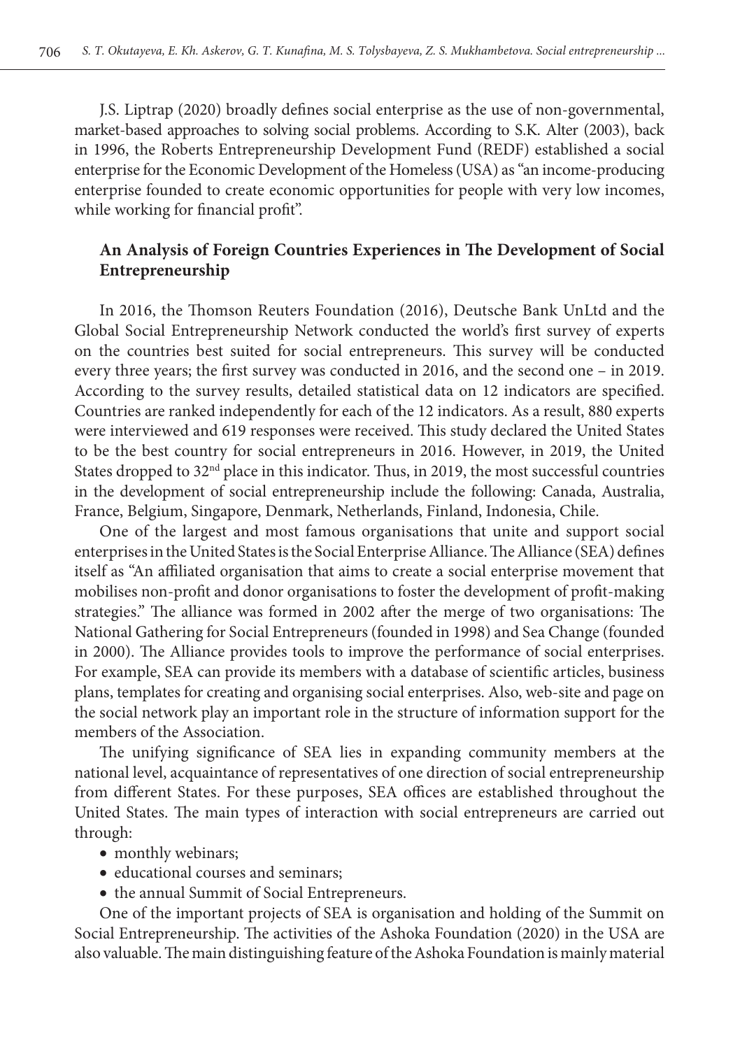J.S. Liptrap (2020) broadly defines social enterprise as the use of non-governmental, market-based approaches to solving social problems. According to S.K. Alter (2003), back in 1996, the Roberts Entrepreneurship Development Fund (REDF) established a social enterprise for the Economic Development of the Homeless (USA) as "an income-producing enterprise founded to create economic opportunities for people with very low incomes, while working for financial profit".

## An Analysis of Foreign Countries Experiences in The Development of Social Entrepreneurship

In 2016, the Thomson Reuters Foundation (2016), Deutsche Bank UnLtd and the Global Social Entrepreneurship Network conducted the world's first survey of experts on the countries best suited for social entrepreneurs. This survey will be conducted every three years; the first survey was conducted in 2016, and the second one – in 2019. According to the survey results, detailed statistical data on 12 indicators are specified. Countries are ranked independently for each of the 12 indicators. As a result, 880 experts were interviewed and 619 responses were received. This study declared the United States to be the best country for social entrepreneurs in 2016. However, in 2019, the United States dropped to 32nd place in this indicator. Thus, in 2019, the most successful countries in the development of social entrepreneurship include the following: Canada, Australia, France, Belgium, Singapore, Denmark, Netherlands, Finland, Indonesia, Chile.

One of the largest and most famous organisations that unite and support social enterprises in the United States is the Social Enterprise Alliance. The Alliance (SEA) defines itself as "An affiliated organisation that aims to create a social enterprise movement that mobilises non-profit and donor organisations to foster the development of profit-making strategies." The alliance was formed in 2002 after the merge of two organisations: The National Gathering for Social Entrepreneurs (founded in 1998) and Sea Change (founded in 2000). The Alliance provides tools to improve the performance of social enterprises. For example, SEA can provide its members with a database of scientific articles, business plans, templates for creating and organising social enterprises. Also, web-site and page on the social network play an important role in the structure of information support for the members of the Association.

The unifying significance of SEA lies in expanding community members at the national level, acquaintance of representatives of one direction of social entrepreneurship from different States. For these purposes, SEA offices are established throughout the United States. The main types of interaction with social entrepreneurs are carried out through:

- monthly webinars;
- educational courses and seminars;
- the annual Summit of Social Entrepreneurs.

One of the important projects of SEA is organisation and holding of the Summit on Social Entrepreneurship. The activities of the Ashoka Foundation (2020) in the USA are also valuable. The main distinguishing feature of the Ashoka Foundation is mainly material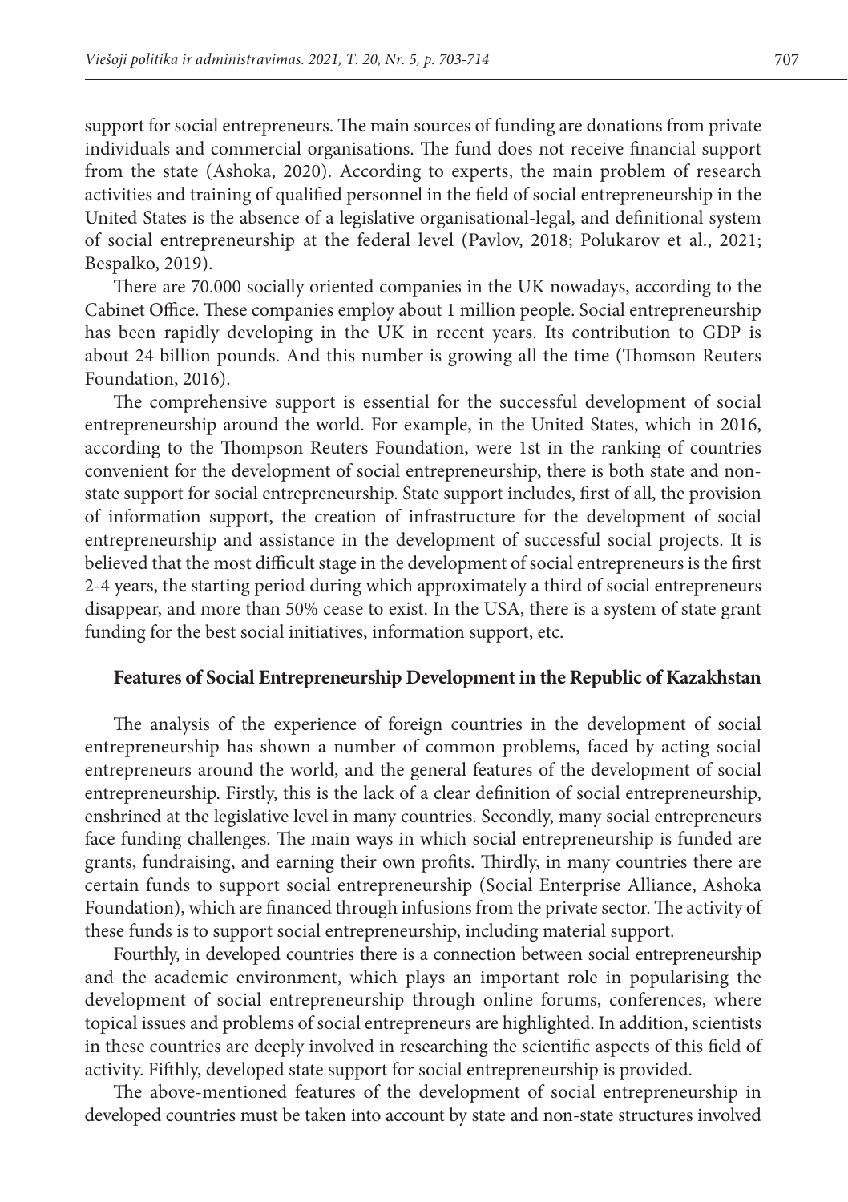support for social entrepreneurs. The main sources of funding are donations from private individuals and commercial organisations. The fund does not receive financial support from the state (Ashoka, 2020). According to experts, the main problem of research activities and training of qualified personnel in the field of social entrepreneurship in the United States is the absence of a legislative organisational-legal, and definitional system of social entrepreneurship at the federal level (Pavlov, 2018; Polukarov et al., 2021; Bespalko, 2019).

There are 70.000 socially oriented companies in the UK nowadays, according to the Cabinet Office. These companies employ about 1 million people. Social entrepreneurship has been rapidly developing in the UK in recent years. Its contribution to GDP is about 24 billion pounds. And this number is growing all the time (Thomson Reuters Foundation, 2016).

The comprehensive support is essential for the successful development of social entrepreneurship around the world. For example, in the United States, which in 2016, according to the Thompson Reuters Foundation, were 1st in the ranking of countries convenient for the development of social entrepreneurship, there is both state and non-state support for social entrepreneurship. State support includes, first of all, the provision of information support, the creation of infrastructure for the development of social entrepreneurship and assistance in the development of successful social projects. It is believed that the most difficult stage in the development of social entrepreneurs is the first 2-4 years, the starting period during which approximately a third of social entrepreneurs disappear, and more than 50% cease to exist. In the USA, there is a system of state grant funding for the best social initiatives, information support, etc.

## Features of Social Entrepreneurship Development in the Republic of Kazakhstan

The analysis of the experience of foreign countries in the development of social entrepreneurship has shown a number of common problems, faced by acting social entrepreneurs around the world, and the general features of the development of social entrepreneurship. Firstly, this is the lack of a clear definition of social entrepreneurship, enshrined at the legislative level in many countries. Secondly, many social entrepreneurs face funding challenges. The main ways in which social entrepreneurship is funded are grants, fundraising, and earning their own profits. Thirdly, in many countries there are certain funds to support social entrepreneurship (Social Enterprise Alliance, Ashoka Foundation), which are financed through infusions from the private sector. The activity of these funds is to support social entrepreneurship, including material support.

Fourthly, in developed countries there is a connection between social entrepreneurship and the academic environment, which plays an important role in popularising the development of social entrepreneurship through online forums, conferences, where topical issues and problems of social entrepreneurs are highlighted. In addition, scientists in these countries are deeply involved in researching the scientific aspects of this field of activity. Fifthly, developed state support for social entrepreneurship is provided.

The above-mentioned features of the development of social entrepreneurship in developed countries must be taken into account by state and non-state structures involved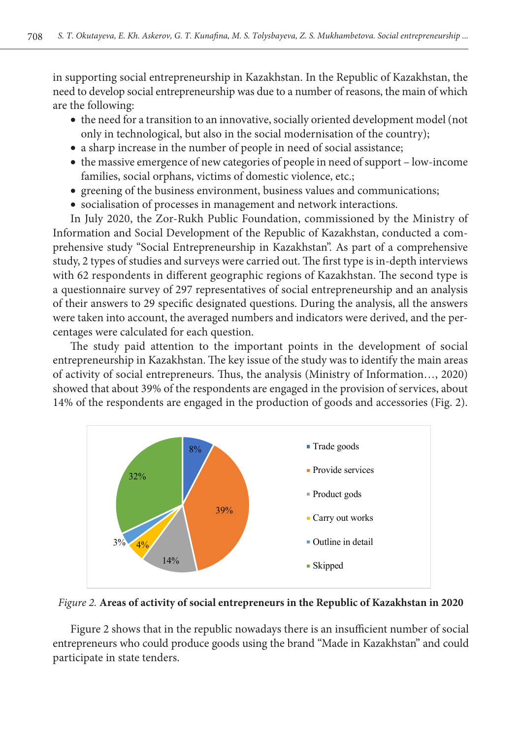in supporting social entrepreneurship in Kazakhstan. In the Republic of Kazakhstan, the need to develop social entrepreneurship was due to a number of reasons, the main of which are the following:

- the need for a transition to an innovative, socially oriented development model (not only in technological, but also in the social modernisation of the country);
- a sharp increase in the number of people in need of social assistance;
- the massive emergence of new categories of people in need of support – low-income families, social orphans, victims of domestic violence, etc.;
- greening of the business environment, business values and communications;
- socialisation of processes in management and network interactions.

In July 2020, the Zor-Rukh Public Foundation, commissioned by the Ministry of Information and Social Development of the Republic of Kazakhstan, conducted a comprehensive study "Social Entrepreneurship in Kazakhstan". As part of a comprehensive study, 2 types of studies and surveys were carried out. The first type is in-depth interviews with 62 respondents in different geographic regions of Kazakhstan. The second type is a questionnaire survey of 297 representatives of social entrepreneurship and an analysis of their answers to 29 specific designated questions. During the analysis, all the answers were taken into account, the averaged numbers and indicators were derived, and the percentages were calculated for each question.

The study paid attention to the important points in the development of social entrepreneurship in Kazakhstan. The key issue of the study was to identify the main areas of activity of social entrepreneurs. Thus, the analysis (Ministry of Information…, 2020) showed that about 39% of the respondents are engaged in the provision of services, about 14% of the respondents are engaged in the production of goods and accessories (Fig. 2).

| Area of activity | Share |
|---|---|
| Trade goods | 8% |
| Provide services | 39% |
| Product gods | 14% |
| Carry out works | 4% |
| Outline in detail | 3% |
| Skipped | 32% |

*Figure 2.* **Areas of activity of social entrepreneurs in the Republic of Kazakhstan in 2020**

Figure 2 shows that in the republic nowadays there is an insufficient number of social entrepreneurs who could produce goods using the brand "Made in Kazakhstan" and could participate in state tenders.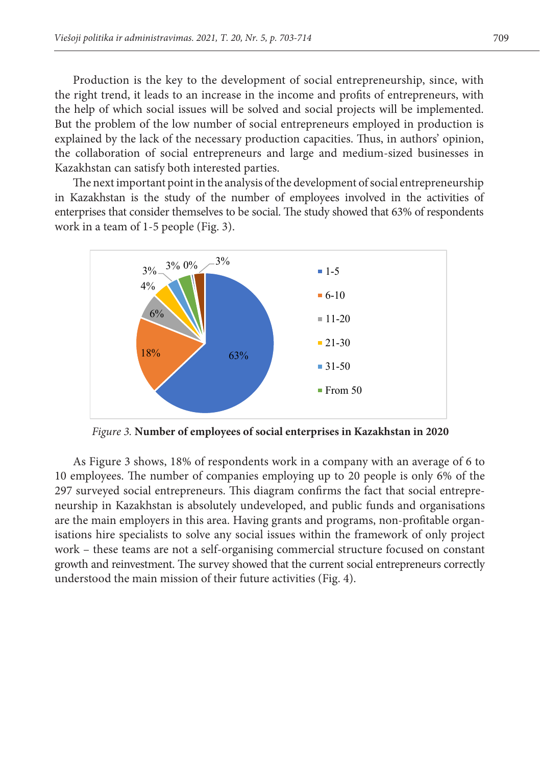Production is the key to the development of social entrepreneurship, since, with the right trend, it leads to an increase in the income and profits of entrepreneurs, with the help of which social issues will be solved and social projects will be implemented. But the problem of the low number of social entrepreneurs employed in production is explained by the lack of the necessary production capacities. Thus, in authors' opinion, the collaboration of social entrepreneurs and large and medium-sized businesses in Kazakhstan can satisfy both interested parties.

The next important point in the analysis of the development of social entrepreneurship in Kazakhstan is the study of the number of employees involved in the activities of enterprises that consider themselves to be social. The study showed that 63% of respondents work in a team of 1-5 people (Fig. 3).

*Figure 3.* **Number of employees of social enterprises in Kazakhstan in 2020**

As Figure 3 shows, 18% of respondents work in a company with an average of 6 to 10 employees. The number of companies employing up to 20 people is only 6% of the 297 surveyed social entrepreneurs. This diagram confirms the fact that social entrepreneurship in Kazakhstan is absolutely undeveloped, and public funds and organisations are the main employers in this area. Having grants and programs, non-profitable organisations hire specialists to solve any social issues within the framework of only project work – these teams are not a self-organising commercial structure focused on constant growth and reinvestment. The survey showed that the current social entrepreneurs correctly understood the main mission of their future activities (Fig. 4).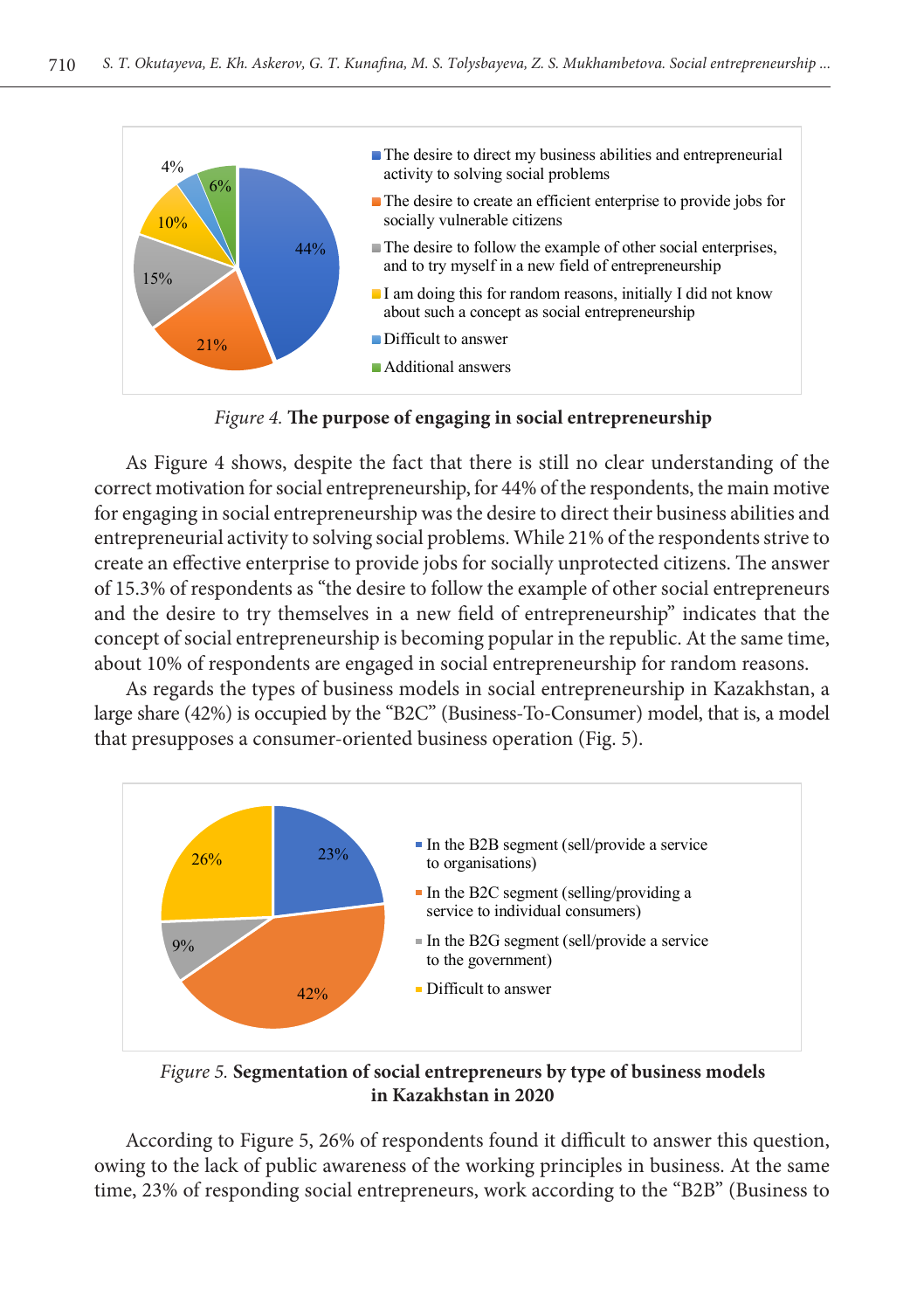*Figure 4.* **The purpose of engaging in social entrepreneurship**

As Figure 4 shows, despite the fact that there is still no clear understanding of the correct motivation for social entrepreneurship, for 44% of the respondents, the main motive for engaging in social entrepreneurship was the desire to direct their business abilities and entrepreneurial activity to solving social problems. While 21% of the respondents strive to create an effective enterprise to provide jobs for socially unprotected citizens. The answer of 15.3% of respondents as "the desire to follow the example of other social entrepreneurs and the desire to try themselves in a new field of entrepreneurship" indicates that the concept of social entrepreneurship is becoming popular in the republic. At the same time, about 10% of respondents are engaged in social entrepreneurship for random reasons.

As regards the types of business models in social entrepreneurship in Kazakhstan, a large share (42%) is occupied by the "B2C" (Business-To-Consumer) model, that is, a model that presupposes a consumer-oriented business operation (Fig. 5).

*Figure 5.* **Segmentation of social entrepreneurs by type of business models in Kazakhstan in 2020**

According to Figure 5, 26% of respondents found it difficult to answer this question, owing to the lack of public awareness of the working principles in business. At the same time, 23% of responding social entrepreneurs, work according to the "B2B" (Business to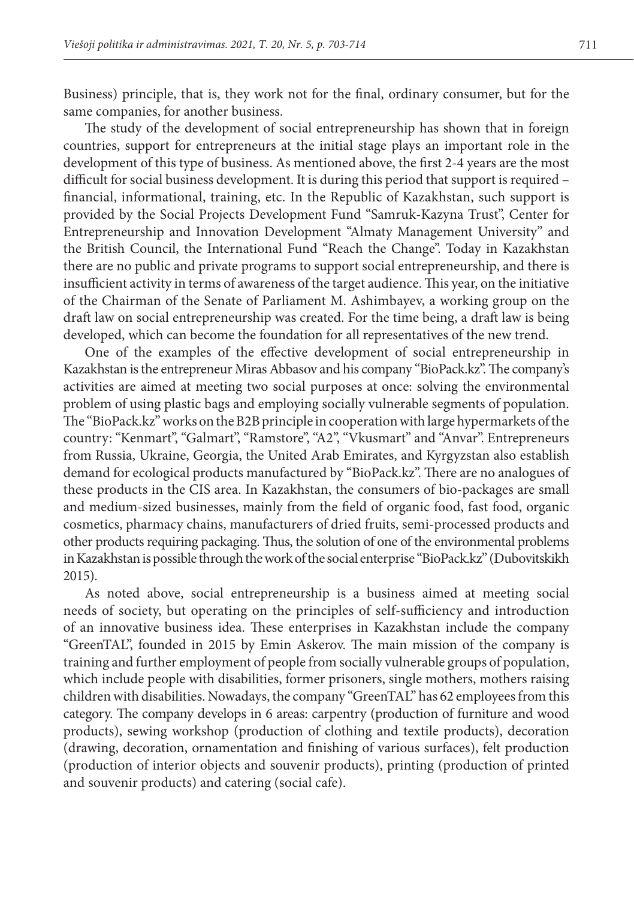Business) principle, that is, they work not for the final, ordinary consumer, but for the same companies, for another business.

The study of the development of social entrepreneurship has shown that in foreign countries, support for entrepreneurs at the initial stage plays an important role in the development of this type of business. As mentioned above, the first 2-4 years are the most difficult for social business development. It is during this period that support is required – financial, informational, training, etc. In the Republic of Kazakhstan, such support is provided by the Social Projects Development Fund "Samruk-Kazyna Trust", Center for Entrepreneurship and Innovation Development "Almaty Management University" and the British Council, the International Fund "Reach the Change". Today in Kazakhstan there are no public and private programs to support social entrepreneurship, and there is insufficient activity in terms of awareness of the target audience. This year, on the initiative of the Chairman of the Senate of Parliament M. Ashimbayev, a working group on the draft law on social entrepreneurship was created. For the time being, a draft law is being developed, which can become the foundation for all representatives of the new trend.

One of the examples of the effective development of social entrepreneurship in Kazakhstan is the entrepreneur Miras Abbasov and his company "BioPack.kz". The company's activities are aimed at meeting two social purposes at once: solving the environmental problem of using plastic bags and employing socially vulnerable segments of population. The "BioPack.kz" works on the B2B principle in cooperation with large hypermarkets of the country: "Kenmart", "Galmart", "Ramstore", "A2", "Vkusmart" and "Anvar". Entrepreneurs from Russia, Ukraine, Georgia, the United Arab Emirates, and Kyrgyzstan also establish demand for ecological products manufactured by "BioPack.kz". There are no analogues of these products in the CIS area. In Kazakhstan, the consumers of bio-packages are small and medium-sized businesses, mainly from the field of organic food, fast food, organic cosmetics, pharmacy chains, manufacturers of dried fruits, semi-processed products and other products requiring packaging. Thus, the solution of one of the environmental problems in Kazakhstan is possible through the work of the social enterprise "BioPack.kz" (Dubovitskikh 2015).

As noted above, social entrepreneurship is a business aimed at meeting social needs of society, but operating on the principles of self-sufficiency and introduction of an innovative business idea. These enterprises in Kazakhstan include the company "GreenTAL", founded in 2015 by Emin Askerov. The main mission of the company is training and further employment of people from socially vulnerable groups of population, which include people with disabilities, former prisoners, single mothers, mothers raising children with disabilities. Nowadays, the company "GreenTAL" has 62 employees from this category. The company develops in 6 areas: carpentry (production of furniture and wood products), sewing workshop (production of clothing and textile products), decoration (drawing, decoration, ornamentation and finishing of various surfaces), felt production (production of interior objects and souvenir products), printing (production of printed and souvenir products) and catering (social cafe).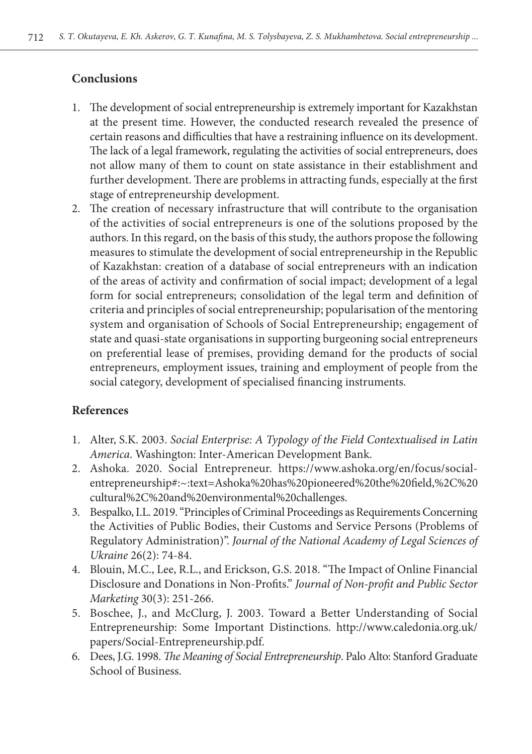## Conclusions

1. The development of social entrepreneurship is extremely important for Kazakhstan at the present time. However, the conducted research revealed the presence of certain reasons and difficulties that have a restraining influence on its development. The lack of a legal framework, regulating the activities of social entrepreneurs, does not allow many of them to count on state assistance in their establishment and further development. There are problems in attracting funds, especially at the first stage of entrepreneurship development.
2. The creation of necessary infrastructure that will contribute to the organisation of the activities of social entrepreneurs is one of the solutions proposed by the authors. In this regard, on the basis of this study, the authors propose the following measures to stimulate the development of social entrepreneurship in the Republic of Kazakhstan: creation of a database of social entrepreneurs with an indication of the areas of activity and confirmation of social impact; development of a legal form for social entrepreneurs; consolidation of the legal term and definition of criteria and principles of social entrepreneurship; popularisation of the mentoring system and organisation of Schools of Social Entrepreneurship; engagement of state and quasi-state organisations in supporting burgeoning social entrepreneurs on preferential lease of premises, providing demand for the products of social entrepreneurs, employment issues, training and employment of people from the social category, development of specialised financing instruments.

## References

1. Alter, S.K. 2003. *Social Enterprise: A Typology of the Field Contextualised in Latin America*. Washington: Inter-American Development Bank.
2. Ashoka. 2020. Social Entrepreneur. https://www.ashoka.org/en/focus/social-entrepreneurship#:~:text=Ashoka%20has%20pioneered%20the%20field,%2C%20cultural%2C%20and%20environmental%20challenges.
3. Bespalko, I.L. 2019. "Principles of Criminal Proceedings as Requirements Concerning the Activities of Public Bodies, their Customs and Service Persons (Problems of Regulatory Administration)". *Journal of the National Academy of Legal Sciences of Ukraine* 26(2): 74-84.
4. Blouin, M.C., Lee, R.L., and Erickson, G.S. 2018. "The Impact of Online Financial Disclosure and Donations in Non-Profits." *Journal of Non-profit and Public Sector Marketing* 30(3): 251-266.
5. Boschee, J., and McClurg, J. 2003. Toward a Better Understanding of Social Entrepreneurship: Some Important Distinctions. http://www.caledonia.org.uk/papers/Social-Entrepreneurship.pdf.
6. Dees, J.G. 1998. *The Meaning of Social Entrepreneurship*. Palo Alto: Stanford Graduate School of Business.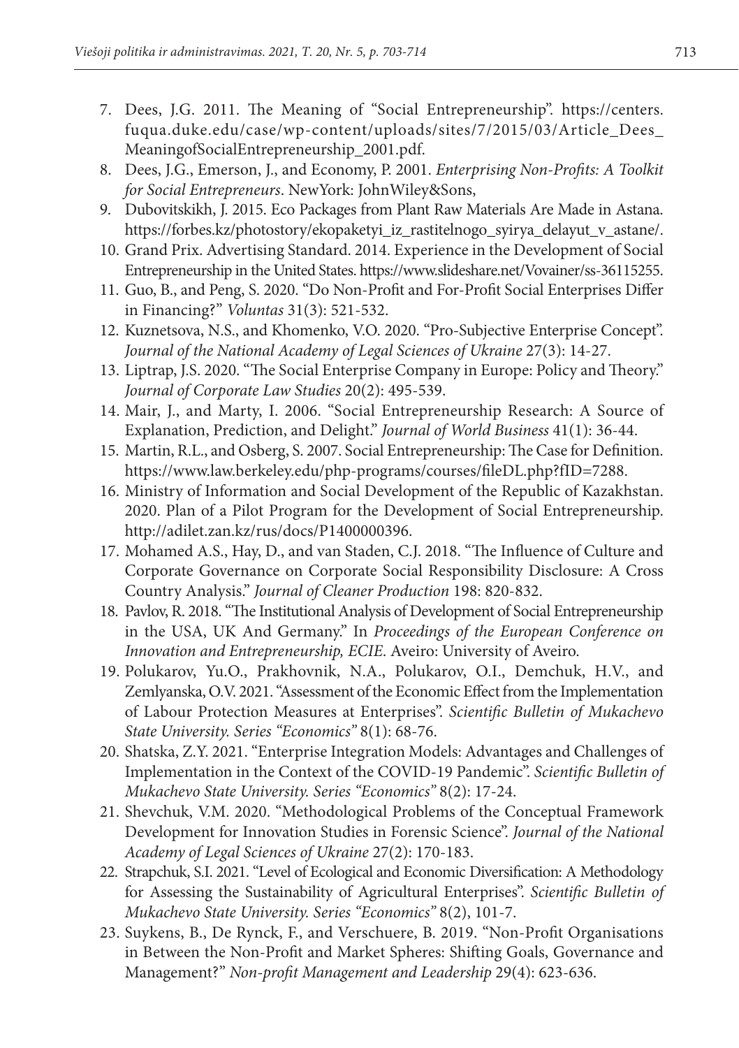7. Dees, J.G. 2011. The Meaning of "Social Entrepreneurship". https://centers.fuqua.duke.edu/case/wp-content/uploads/sites/7/2015/03/Article_Dees_MeaningofSocialEntrepreneurship_2001.pdf.
8. Dees, J.G., Emerson, J., and Economy, P. 2001. *Enterprising Non-Profits: A Toolkit for Social Entrepreneurs*. NewYork: JohnWiley&Sons,
9. Dubovitskikh, J. 2015. Eco Packages from Plant Raw Materials Are Made in Astana. https://forbes.kz/photostory/ekopaketyi_iz_rastitelnogo_syirya_delayut_v_astane/.
10. Grand Prix. Advertising Standard. 2014. Experience in the Development of Social Entrepreneurship in the United States. https://www.slideshare.net/Vovainer/ss-36115255.
11. Guo, B., and Peng, S. 2020. "Do Non-Profit and For-Profit Social Enterprises Differ in Financing?" *Voluntas* 31(3): 521-532.
12. Kuznetsova, N.S., and Khomenko, V.O. 2020. "Pro-Subjective Enterprise Concept". *Journal of the National Academy of Legal Sciences of Ukraine* 27(3): 14-27.
13. Liptrap, J.S. 2020. "The Social Enterprise Company in Europe: Policy and Theory." *Journal of Corporate Law Studies* 20(2): 495-539.
14. Mair, J., and Marty, I. 2006. "Social Entrepreneurship Research: A Source of Explanation, Prediction, and Delight." *Journal of World Business* 41(1): 36-44.
15. Martin, R.L., and Osberg, S. 2007. Social Entrepreneurship: The Case for Definition. https://www.law.berkeley.edu/php-programs/courses/fileDL.php?fID=7288.
16. Ministry of Information and Social Development of the Republic of Kazakhstan. 2020. Plan of a Pilot Program for the Development of Social Entrepreneurship. http://adilet.zan.kz/rus/docs/P1400000396.
17. Mohamed A.S., Hay, D., and van Staden, C.J. 2018. "The Influence of Culture and Corporate Governance on Corporate Social Responsibility Disclosure: A Cross Country Analysis." *Journal of Cleaner Production* 198: 820-832.
18. Pavlov, R. 2018. "The Institutional Analysis of Development of Social Entrepreneurship in the USA, UK And Germany." In *Proceedings of the European Conference on Innovation and Entrepreneurship, ECIE*. Aveiro: University of Aveiro.
19. Polukarov, Yu.O., Prakhovnik, N.A., Polukarov, O.I., Demchuk, H.V., and Zemlyanska, O.V. 2021. "Assessment of the Economic Effect from the Implementation of Labour Protection Measures at Enterprises". *Scientific Bulletin of Mukachevo State University. Series "Economics"* 8(1): 68-76.
20. Shatska, Z.Y. 2021. "Enterprise Integration Models: Advantages and Challenges of Implementation in the Context of the COVID-19 Pandemic". *Scientific Bulletin of Mukachevo State University. Series "Economics"* 8(2): 17-24.
21. Shevchuk, V.M. 2020. "Methodological Problems of the Conceptual Framework Development for Innovation Studies in Forensic Science". *Journal of the National Academy of Legal Sciences of Ukraine* 27(2): 170-183.
22. Strapchuk, S.I. 2021. "Level of Ecological and Economic Diversification: A Methodology for Assessing the Sustainability of Agricultural Enterprises". *Scientific Bulletin of Mukachevo State University. Series "Economics"* 8(2), 101-7.
23. Suykens, B., De Rynck, F., and Verschuere, B. 2019. "Non-Profit Organisations in Between the Non-Profit and Market Spheres: Shifting Goals, Governance and Management?" *Non-profit Management and Leadership* 29(4): 623-636.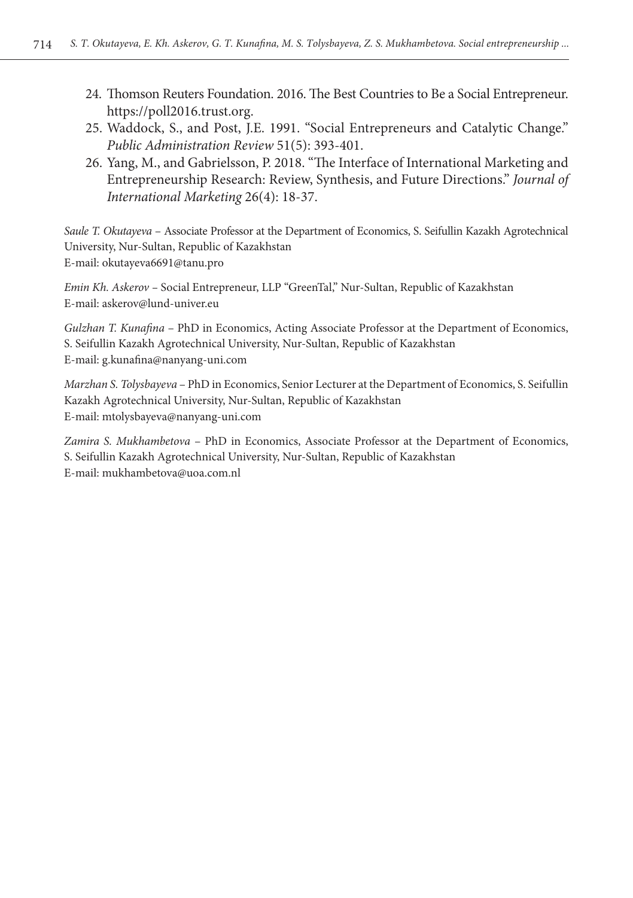24. Thomson Reuters Foundation. 2016. The Best Countries to Be a Social Entrepreneur. https://poll2016.trust.org.
25. Waddock, S., and Post, J.E. 1991. "Social Entrepreneurs and Catalytic Change." *Public Administration Review* 51(5): 393-401.
26. Yang, M., and Gabrielsson, P. 2018. "The Interface of International Marketing and Entrepreneurship Research: Review, Synthesis, and Future Directions." *Journal of International Marketing* 26(4): 18-37.

*Saule T. Okutayeva* – Associate Professor at the Department of Economics, S. Seifullin Kazakh Agrotechnical University, Nur-Sultan, Republic of Kazakhstan
E-mail: okutayeva6691@tanu.pro

*Emin Kh. Askerov* – Social Entrepreneur, LLP "GreenTal," Nur-Sultan, Republic of Kazakhstan
E-mail: askerov@lund-univer.eu

*Gulzhan T. Kunafina* – PhD in Economics, Acting Associate Professor at the Department of Economics, S. Seifullin Kazakh Agrotechnical University, Nur-Sultan, Republic of Kazakhstan
E-mail: g.kunafina@nanyang-uni.com

*Marzhan S. Tolysbayeva* – PhD in Economics, Senior Lecturer at the Department of Economics, S. Seifullin Kazakh Agrotechnical University, Nur-Sultan, Republic of Kazakhstan
E-mail: mtolysbayeva@nanyang-uni.com

*Zamira S. Mukhambetova* – PhD in Economics, Associate Professor at the Department of Economics, S. Seifullin Kazakh Agrotechnical University, Nur-Sultan, Republic of Kazakhstan
E-mail: mukhambetova@uoa.com.nl